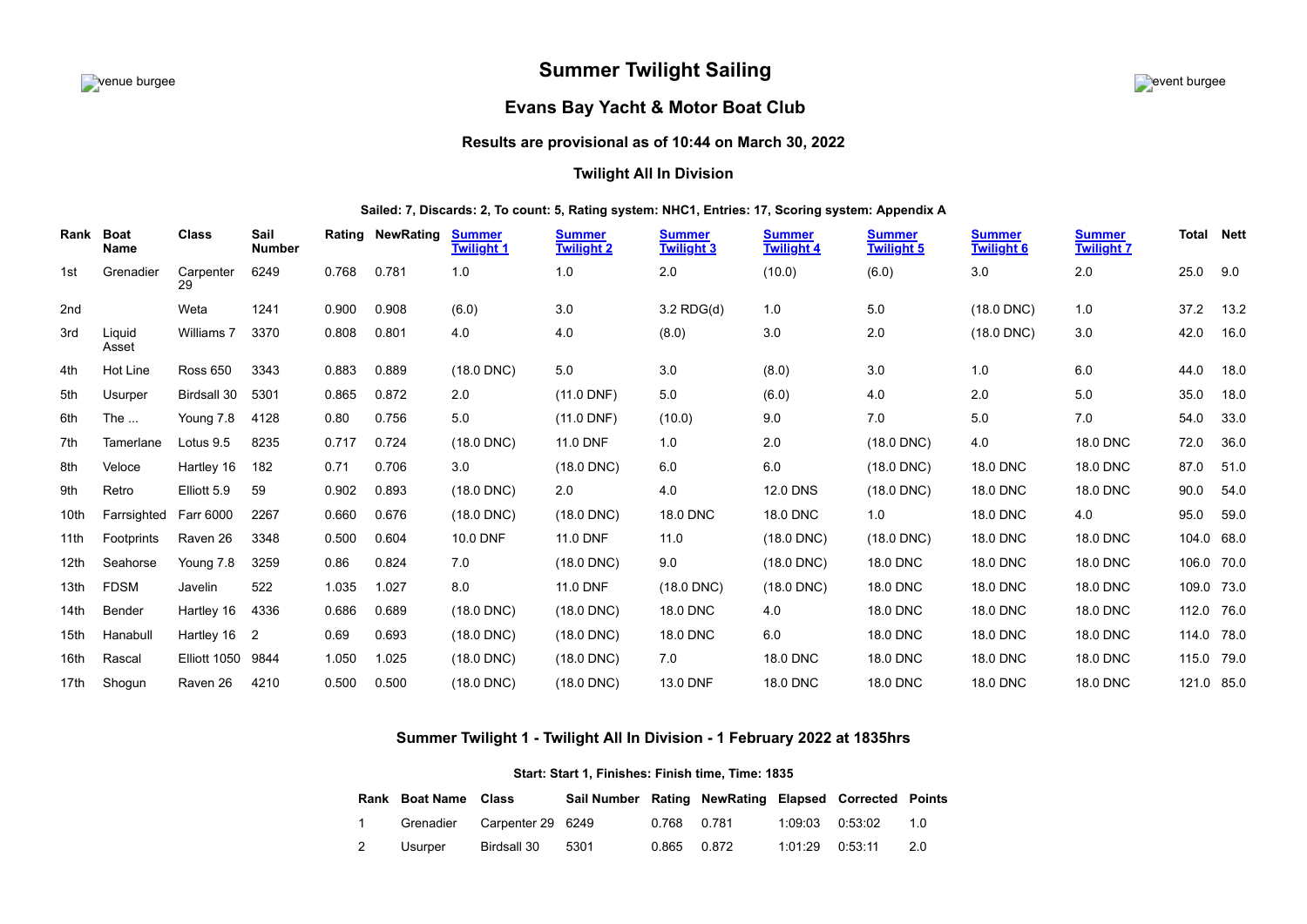venue burgee

event burgee

# Summer Twilight Sailing

## Evans Bay Yacht & Motor Boat Club

### Results are provisional as of 10:44 on March 30, 2022

### Twilight All In Division

**Sailed: 7, Discards: 2, To count: 5, Rating system: NHC1, Entries: 17, Scoring system: Appendix A**

| Rank | Boat Name | Class | Sail Number | Rating | NewRating | Summer Twilight 1 | Summer Twilight 2 | Summer Twilight 3 | Summer Twilight 4 | Summer Twilight 5 | Summer Twilight 6 | Summer Twilight 7 | Total | Nett |
|---|---|---|---|---|---|---|---|---|---|---|---|---|---|---|
| 1st | Grenadier | Carpenter 29 | 6249 | 0.768 | 0.781 | 1.0 | 1.0 | 2.0 | (10.0) | (6.0) | 3.0 | 2.0 | 25.0 | 9.0 |
| 2nd | | Weta | 1241 | 0.900 | 0.908 | (6.0) | 3.0 | 3.2 RDG(d) | 1.0 | 5.0 | (18.0 DNC) | 1.0 | 37.2 | 13.2 |
| 3rd | Liquid Asset | Williams 7 | 3370 | 0.808 | 0.801 | 4.0 | 4.0 | (8.0) | 3.0 | 2.0 | (18.0 DNC) | 3.0 | 42.0 | 16.0 |
| 4th | Hot Line | Ross 650 | 3343 | 0.883 | 0.889 | (18.0 DNC) | 5.0 | 3.0 | (8.0) | 3.0 | 1.0 | 6.0 | 44.0 | 18.0 |
| 5th | Usurper | Birdsall 30 | 5301 | 0.865 | 0.872 | 2.0 | (11.0 DNF) | 5.0 | (6.0) | 4.0 | 2.0 | 5.0 | 35.0 | 18.0 |
| 6th | The ... | Young 7.8 | 4128 | 0.80 | 0.756 | 5.0 | (11.0 DNF) | (10.0) | 9.0 | 7.0 | 5.0 | 7.0 | 54.0 | 33.0 |
| 7th | Tamerlane | Lotus 9.5 | 8235 | 0.717 | 0.724 | (18.0 DNC) | 11.0 DNF | 1.0 | 2.0 | (18.0 DNC) | 4.0 | 18.0 DNC | 72.0 | 36.0 |
| 8th | Veloce | Hartley 16 | 182 | 0.71 | 0.706 | 3.0 | (18.0 DNC) | 6.0 | 6.0 | (18.0 DNC) | 18.0 DNC | 18.0 DNC | 87.0 | 51.0 |
| 9th | Retro | Elliott 5.9 | 59 | 0.902 | 0.893 | (18.0 DNC) | 2.0 | 4.0 | 12.0 DNS | (18.0 DNC) | 18.0 DNC | 18.0 DNC | 90.0 | 54.0 |
| 10th | Farrsighted | Farr 6000 | 2267 | 0.660 | 0.676 | (18.0 DNC) | (18.0 DNC) | 18.0 DNC | 18.0 DNC | 1.0 | 18.0 DNC | 4.0 | 95.0 | 59.0 |
| 11th | Footprints | Raven 26 | 3348 | 0.500 | 0.604 | 10.0 DNF | 11.0 DNF | 11.0 | (18.0 DNC) | (18.0 DNC) | 18.0 DNC | 18.0 DNC | 104.0 | 68.0 |
| 12th | Seahorse | Young 7.8 | 3259 | 0.86 | 0.824 | 7.0 | (18.0 DNC) | 9.0 | (18.0 DNC) | 18.0 DNC | 18.0 DNC | 18.0 DNC | 106.0 | 70.0 |
| 13th | FDSM | Javelin | 522 | 1.035 | 1.027 | 8.0 | 11.0 DNF | (18.0 DNC) | (18.0 DNC) | 18.0 DNC | 18.0 DNC | 18.0 DNC | 109.0 | 73.0 |
| 14th | Bender | Hartley 16 | 4336 | 0.686 | 0.689 | (18.0 DNC) | (18.0 DNC) | 18.0 DNC | 4.0 | 18.0 DNC | 18.0 DNC | 18.0 DNC | 112.0 | 76.0 |
| 15th | Hanabull | Hartley 16 | 2 | 0.69 | 0.693 | (18.0 DNC) | (18.0 DNC) | 18.0 DNC | 6.0 | 18.0 DNC | 18.0 DNC | 18.0 DNC | 114.0 | 78.0 |
| 16th | Rascal | Elliott 1050 | 9844 | 1.050 | 1.025 | (18.0 DNC) | (18.0 DNC) | 7.0 | 18.0 DNC | 18.0 DNC | 18.0 DNC | 18.0 DNC | 115.0 | 79.0 |
| 17th | Shogun | Raven 26 | 4210 | 0.500 | 0.500 | (18.0 DNC) | (18.0 DNC) | 13.0 DNF | 18.0 DNC | 18.0 DNC | 18.0 DNC | 18.0 DNC | 121.0 | 85.0 |

### Summer Twilight 1 - Twilight All In Division - 1 February 2022 at 1835hrs

**Start: Start 1, Finishes: Finish time, Time: 1835**

| Rank | Boat Name | Class | Sail Number | Rating | NewRating | Elapsed | Corrected | Points |
|---|---|---|---|---|---|---|---|---|
| 1 | Grenadier | Carpenter 29 | 6249 | 0.768 | 0.781 | 1:09:03 | 0:53:02 | 1.0 |
| 2 | Usurper | Birdsall 30 | 5301 | 0.865 | 0.872 | 1:01:29 | 0:53:11 | 2.0 |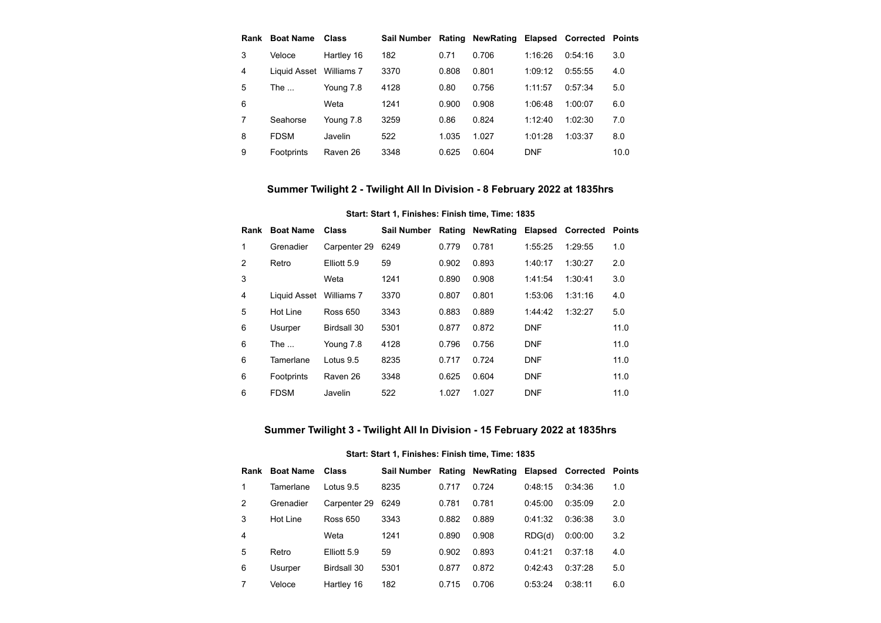| Rank | Boat Name | Class | Sail Number | Rating | NewRating | Elapsed | Corrected | Points |
|---|---|---|---|---|---|---|---|---|
| 3 | Veloce | Hartley 16 | 182 | 0.71 | 0.706 | 1:16:26 | 0:54:16 | 3.0 |
| 4 | Liquid Asset | Williams 7 | 3370 | 0.808 | 0.801 | 1:09:12 | 0:55:55 | 4.0 |
| 5 | The ... | Young 7.8 | 4128 | 0.80 | 0.756 | 1:11:57 | 0:57:34 | 5.0 |
| 6 | | Weta | 1241 | 0.900 | 0.908 | 1:06:48 | 1:00:07 | 6.0 |
| 7 | Seahorse | Young 7.8 | 3259 | 0.86 | 0.824 | 1:12:40 | 1:02:30 | 7.0 |
| 8 | FDSM | Javelin | 522 | 1.035 | 1.027 | 1:01:28 | 1:03:37 | 8.0 |
| 9 | Footprints | Raven 26 | 3348 | 0.625 | 0.604 | DNF | | 10.0 |

### Summer Twilight 2 - Twilight All In Division - 8 February 2022 at 1835hrs

**Start: Start 1, Finishes: Finish time, Time: 1835**

| Rank | Boat Name | Class | Sail Number | Rating | NewRating | Elapsed | Corrected | Points |
|---|---|---|---|---|---|---|---|---|
| 1 | Grenadier | Carpenter 29 | 6249 | 0.779 | 0.781 | 1:55:25 | 1:29:55 | 1.0 |
| 2 | Retro | Elliott 5.9 | 59 | 0.902 | 0.893 | 1:40:17 | 1:30:27 | 2.0 |
| 3 | | Weta | 1241 | 0.890 | 0.908 | 1:41:54 | 1:30:41 | 3.0 |
| 4 | Liquid Asset | Williams 7 | 3370 | 0.807 | 0.801 | 1:53:06 | 1:31:16 | 4.0 |
| 5 | Hot Line | Ross 650 | 3343 | 0.883 | 0.889 | 1:44:42 | 1:32:27 | 5.0 |
| 6 | Usurper | Birdsall 30 | 5301 | 0.877 | 0.872 | DNF | | 11.0 |
| 6 | The ... | Young 7.8 | 4128 | 0.796 | 0.756 | DNF | | 11.0 |
| 6 | Tamerlane | Lotus 9.5 | 8235 | 0.717 | 0.724 | DNF | | 11.0 |
| 6 | Footprints | Raven 26 | 3348 | 0.625 | 0.604 | DNF | | 11.0 |
| 6 | FDSM | Javelin | 522 | 1.027 | 1.027 | DNF | | 11.0 |

### Summer Twilight 3 - Twilight All In Division - 15 February 2022 at 1835hrs

**Start: Start 1, Finishes: Finish time, Time: 1835**

| Rank | Boat Name | Class | Sail Number | Rating | NewRating | Elapsed | Corrected | Points |
|---|---|---|---|---|---|---|---|---|
| 1 | Tamerlane | Lotus 9.5 | 8235 | 0.717 | 0.724 | 0:48:15 | 0:34:36 | 1.0 |
| 2 | Grenadier | Carpenter 29 | 6249 | 0.781 | 0.781 | 0:45:00 | 0:35:09 | 2.0 |
| 3 | Hot Line | Ross 650 | 3343 | 0.882 | 0.889 | 0:41:32 | 0:36:38 | 3.0 |
| 4 | | Weta | 1241 | 0.890 | 0.908 | RDG(d) | 0:00:00 | 3.2 |
| 5 | Retro | Elliott 5.9 | 59 | 0.902 | 0.893 | 0:41:21 | 0:37:18 | 4.0 |
| 6 | Usurper | Birdsall 30 | 5301 | 0.877 | 0.872 | 0:42:43 | 0:37:28 | 5.0 |
| 7 | Veloce | Hartley 16 | 182 | 0.715 | 0.706 | 0:53:24 | 0:38:11 | 6.0 |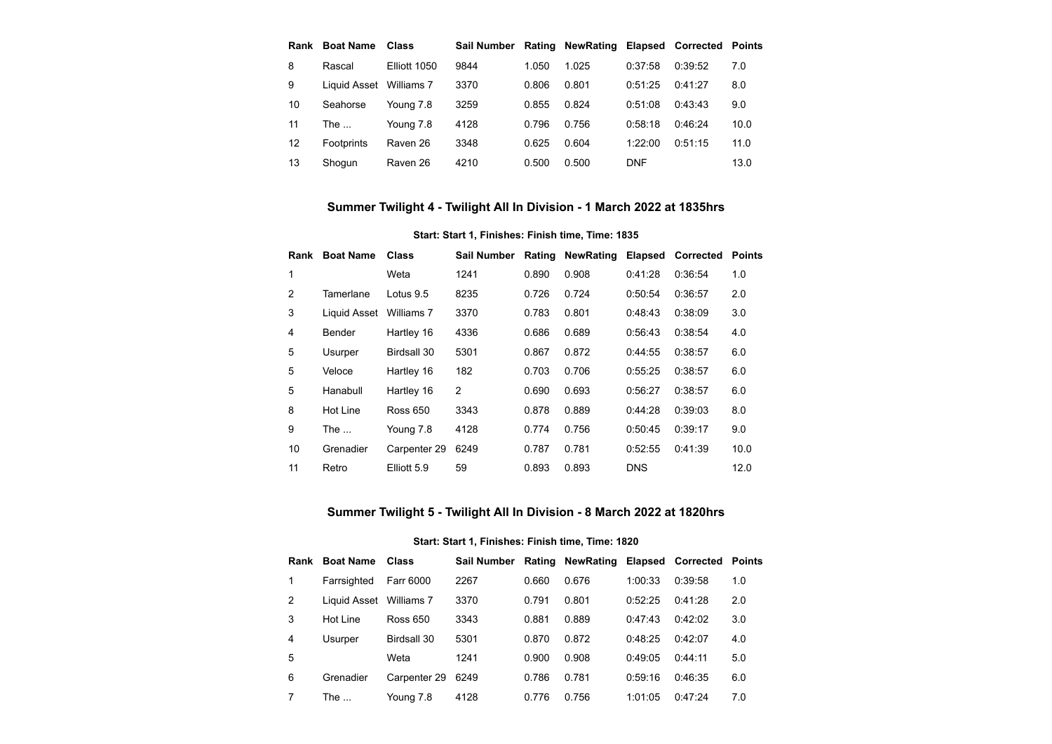| Rank | Boat Name | Class | Sail Number | Rating | NewRating | Elapsed | Corrected | Points |
|---|---|---|---|---|---|---|---|---|
| 8 | Rascal | Elliott 1050 | 9844 | 1.050 | 1.025 | 0:37:58 | 0:39:52 | 7.0 |
| 9 | Liquid Asset | Williams 7 | 3370 | 0.806 | 0.801 | 0:51:25 | 0:41:27 | 8.0 |
| 10 | Seahorse | Young 7.8 | 3259 | 0.855 | 0.824 | 0:51:08 | 0:43:43 | 9.0 |
| 11 | The ... | Young 7.8 | 4128 | 0.796 | 0.756 | 0:58:18 | 0:46:24 | 10.0 |
| 12 | Footprints | Raven 26 | 3348 | 0.625 | 0.604 | 1:22:00 | 0:51:15 | 11.0 |
| 13 | Shogun | Raven 26 | 4210 | 0.500 | 0.500 | DNF | | 13.0 |

## Summer Twilight 4 - Twilight All In Division - 1 March 2022 at 1835hrs

**Start: Start 1, Finishes: Finish time, Time: 1835**

| Rank | Boat Name | Class | Sail Number | Rating | NewRating | Elapsed | Corrected | Points |
|---|---|---|---|---|---|---|---|---|
| 1 | | Weta | 1241 | 0.890 | 0.908 | 0:41:28 | 0:36:54 | 1.0 |
| 2 | Tamerlane | Lotus 9.5 | 8235 | 0.726 | 0.724 | 0:50:54 | 0:36:57 | 2.0 |
| 3 | Liquid Asset | Williams 7 | 3370 | 0.783 | 0.801 | 0:48:43 | 0:38:09 | 3.0 |
| 4 | Bender | Hartley 16 | 4336 | 0.686 | 0.689 | 0:56:43 | 0:38:54 | 4.0 |
| 5 | Usurper | Birdsall 30 | 5301 | 0.867 | 0.872 | 0:44:55 | 0:38:57 | 6.0 |
| 5 | Veloce | Hartley 16 | 182 | 0.703 | 0.706 | 0:55:25 | 0:38:57 | 6.0 |
| 5 | Hanabull | Hartley 16 | 2 | 0.690 | 0.693 | 0:56:27 | 0:38:57 | 6.0 |
| 8 | Hot Line | Ross 650 | 3343 | 0.878 | 0.889 | 0:44:28 | 0:39:03 | 8.0 |
| 9 | The ... | Young 7.8 | 4128 | 0.774 | 0.756 | 0:50:45 | 0:39:17 | 9.0 |
| 10 | Grenadier | Carpenter 29 | 6249 | 0.787 | 0.781 | 0:52:55 | 0:41:39 | 10.0 |
| 11 | Retro | Elliott 5.9 | 59 | 0.893 | 0.893 | DNS | | 12.0 |

## Summer Twilight 5 - Twilight All In Division - 8 March 2022 at 1820hrs

**Start: Start 1, Finishes: Finish time, Time: 1820**

| Rank | Boat Name | Class | Sail Number | Rating | NewRating | Elapsed | Corrected | Points |
|---|---|---|---|---|---|---|---|---|
| 1 | Farrsighted | Farr 6000 | 2267 | 0.660 | 0.676 | 1:00:33 | 0:39:58 | 1.0 |
| 2 | Liquid Asset | Williams 7 | 3370 | 0.791 | 0.801 | 0:52:25 | 0:41:28 | 2.0 |
| 3 | Hot Line | Ross 650 | 3343 | 0.881 | 0.889 | 0:47:43 | 0:42:02 | 3.0 |
| 4 | Usurper | Birdsall 30 | 5301 | 0.870 | 0.872 | 0:48:25 | 0:42:07 | 4.0 |
| 5 | | Weta | 1241 | 0.900 | 0.908 | 0:49:05 | 0:44:11 | 5.0 |
| 6 | Grenadier | Carpenter 29 | 6249 | 0.786 | 0.781 | 0:59:16 | 0:46:35 | 6.0 |
| 7 | The ... | Young 7.8 | 4128 | 0.776 | 0.756 | 1:01:05 | 0:47:24 | 7.0 |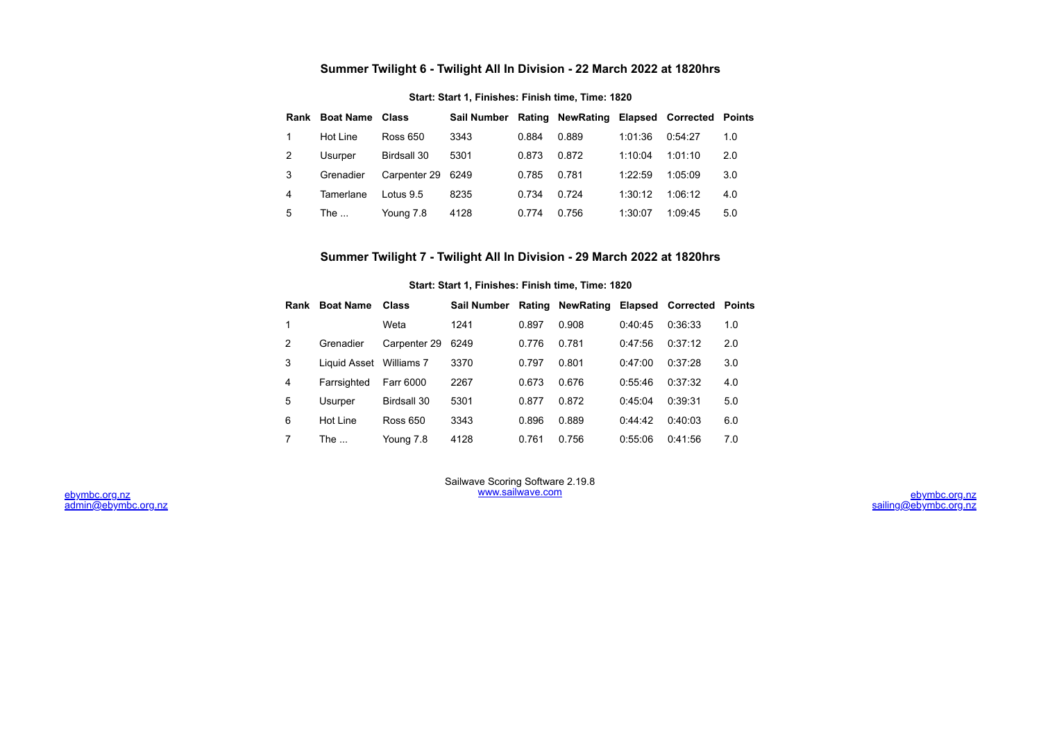## Summary Twilight 6 - Twilight All In Division - 22 March 2022 at 1820hrs

**Start: Start 1, Finishes: Finish time, Time: 1820**

| Rank | Boat Name | Class | Sail Number | Rating | NewRating | Elapsed | Corrected | Points |
|---|---|---|---|---|---|---|---|---|
| 1 | Hot Line | Ross 650 | 3343 | 0.884 | 0.889 | 1:01:36 | 0:54:27 | 1.0 |
| 2 | Usurper | Birdsall 30 | 5301 | 0.873 | 0.872 | 1:10:04 | 1:01:10 | 2.0 |
| 3 | Grenadier | Carpenter 29 | 6249 | 0.785 | 0.781 | 1:22:59 | 1:05:09 | 3.0 |
| 4 | Tamerlane | Lotus 9.5 | 8235 | 0.734 | 0.724 | 1:30:12 | 1:06:12 | 4.0 |
| 5 | The ... | Young 7.8 | 4128 | 0.774 | 0.756 | 1:30:07 | 1:09:45 | 5.0 |

## Summer Twilight 7 - Twilight All In Division - 29 March 2022 at 1820hrs

**Start: Start 1, Finishes: Finish time, Time: 1820**

| Rank | Boat Name | Class | Sail Number | Rating | NewRating | Elapsed | Corrected | Points |
|---|---|---|---|---|---|---|---|---|
| 1 | | Weta | 1241 | 0.897 | 0.908 | 0:40:45 | 0:36:33 | 1.0 |
| 2 | Grenadier | Carpenter 29 | 6249 | 0.776 | 0.781 | 0:47:56 | 0:37:12 | 2.0 |
| 3 | Liquid Asset | Williams 7 | 3370 | 0.797 | 0.801 | 0:47:00 | 0:37:28 | 3.0 |
| 4 | Farrsighted | Farr 6000 | 2267 | 0.673 | 0.676 | 0:55:46 | 0:37:32 | 4.0 |
| 5 | Usurper | Birdsall 30 | 5301 | 0.877 | 0.872 | 0:45:04 | 0:39:31 | 5.0 |
| 6 | Hot Line | Ross 650 | 3343 | 0.896 | 0.889 | 0:44:42 | 0:40:03 | 6.0 |
| 7 | The ... | Young 7.8 | 4128 | 0.761 | 0.756 | 0:55:06 | 0:41:56 | 7.0 |

Sailwave Scoring Software 2.19.8
www.sailwave.com

ebymbc.org.nz
admin@ebymbc.org.nz

ebymbc.org.nz
sailing@ebymbc.org.nz